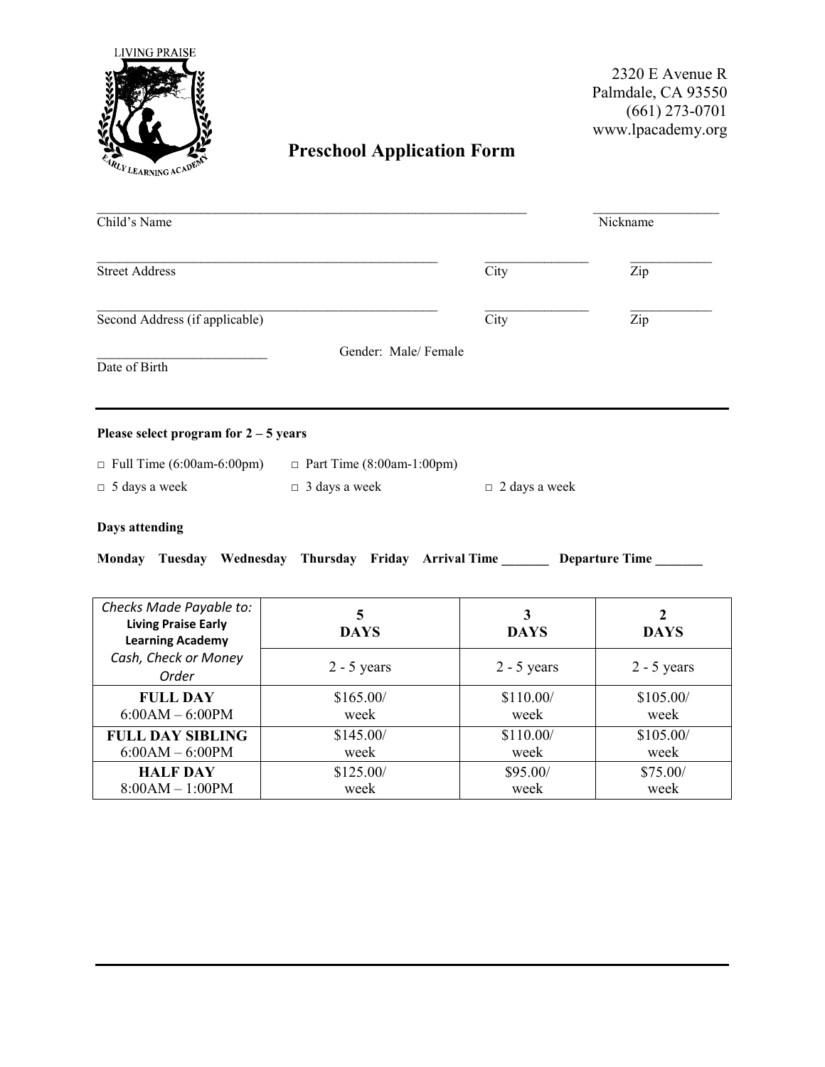LIVING PRAISE EARLY LEARNING ACADEMY

2320 E Avenue R
Palmdale, CA 93550
(661) 273-0701
www.lpacademy.org

# Preschool Application Form

_______________________________________________ _______________
Child's Name Nickname

_______________________________________ ____________ __________
Street Address City Zip

_______________________________________ ____________ __________
Second Address (if applicable) City Zip

____________________ Gender: Male/ Female
Date of Birth

---

**Please select program for 2 – 5 years**

□ Full Time (6:00am-6:00pm) □ Part Time (8:00am-1:00pm)

□ 5 days a week □ 3 days a week □ 2 days a week

**Days attending**

**Monday Tuesday Wednesday Thursday Friday Arrival Time _______ Departure Time _______**

| *Checks Made Payable to:* **Living Praise Early Learning Academy** *Cash, Check or Money Order* | **5 DAYS** | **3 DAYS** | **2 DAYS** |
|---|---|---|---|
| | 2 - 5 years | 2 - 5 years | 2 - 5 years |
| **FULL DAY** 6:00AM – 6:00PM | $165.00/ week | $110.00/ week | $105.00/ week |
| **FULL DAY SIBLING** 6:00AM – 6:00PM | $145.00/ week | $110.00/ week | $105.00/ week |
| **HALF DAY** 8:00AM – 1:00PM | $125.00/ week | $95.00/ week | $75.00/ week |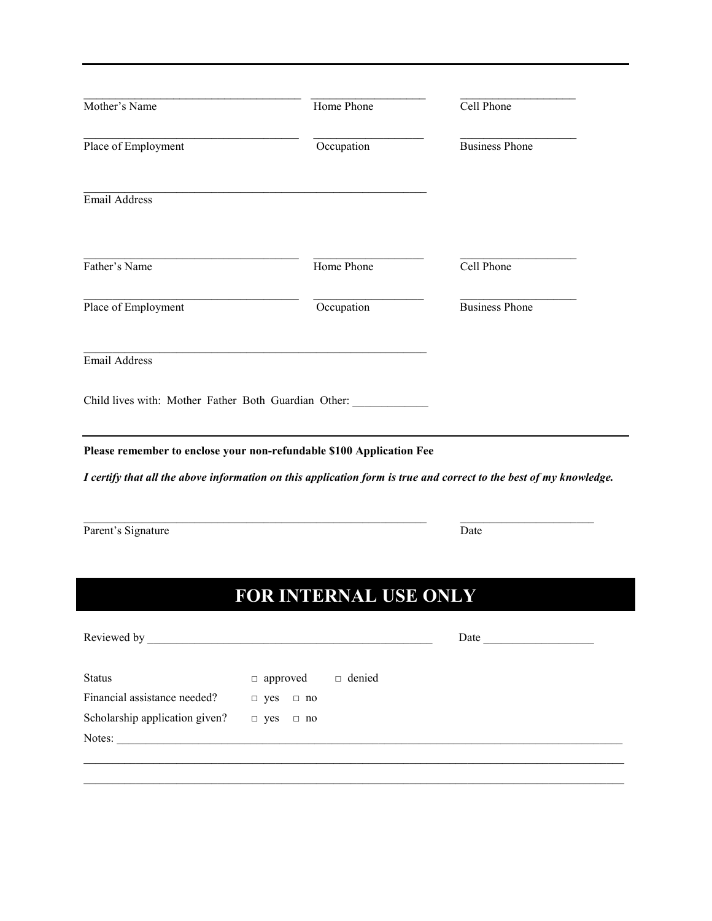| | | |
|---|---|---|
| Mother's Name | Home Phone | Cell Phone |
| Place of Employment | Occupation | Business Phone |

_______________________________________________
Email Address

| | | |
|---|---|---|
| Father's Name | Home Phone | Cell Phone |
| Place of Employment | Occupation | Business Phone |

_______________________________________________
Email Address

Child lives with: Mother Father Both Guardian Other: _____________

---

**Please remember to enclose your non-refundable $100 Application Fee**

***I certify that all the above information on this application form is true and correct to the best of my knowledge.***

_______________________________________________ _______________________
Parent's Signature Date

# FOR INTERNAL USE ONLY

Reviewed by _______________________________________________ Date ___________________

| | | |
|---|---|---|
| Status | □ approved | □ denied |
| Financial assistance needed? | □ yes □ no | |
| Scholarship application given? | □ yes □ no | |

Notes: ___________________________________________________________________________________________

_________________________________________________________________________________________________

_________________________________________________________________________________________________